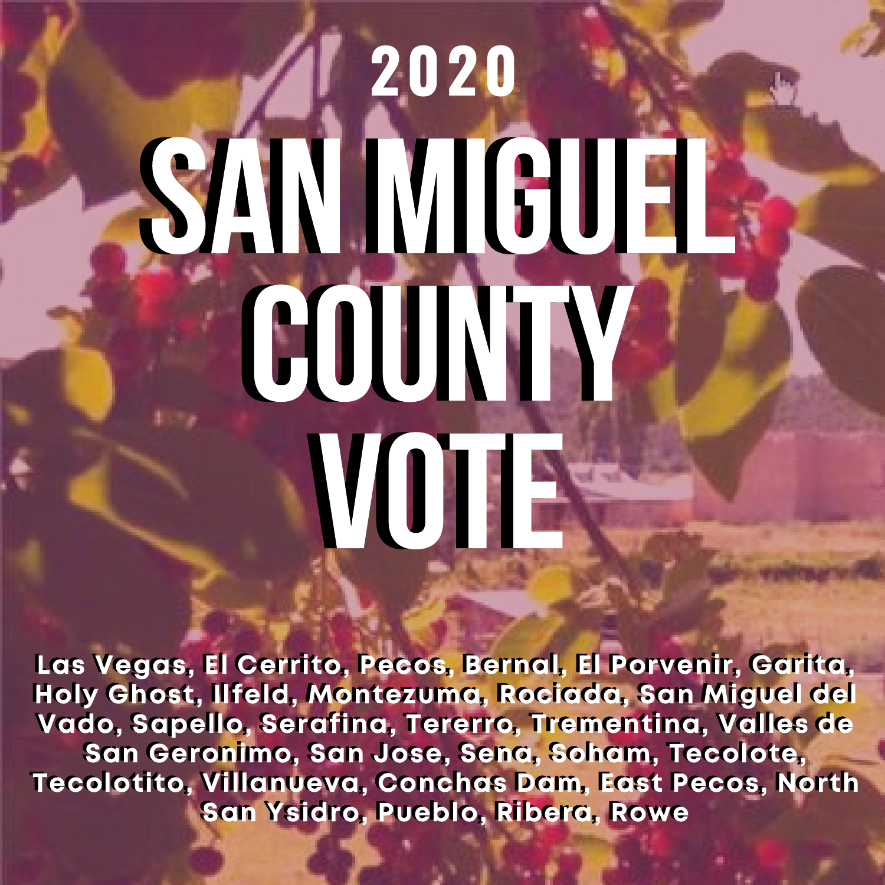2020

# SAN MIGUEL COUNTY VOTE

Las Vegas, El Cerrito, Pecos, Bernal, El Porvenir, Garita, Holy Ghost, Ilfeld, Montezuma, Rociada, San Miguel del Vado, Sapello, Serafina, Tererro, Trementina, Valles de San Geronimo, San Jose, Sena, Soham, Tecolote, Tecolotito, Villanueva, Conchas Dam, East Pecos, North San Ysidro, Pueblo, Ribera, Rowe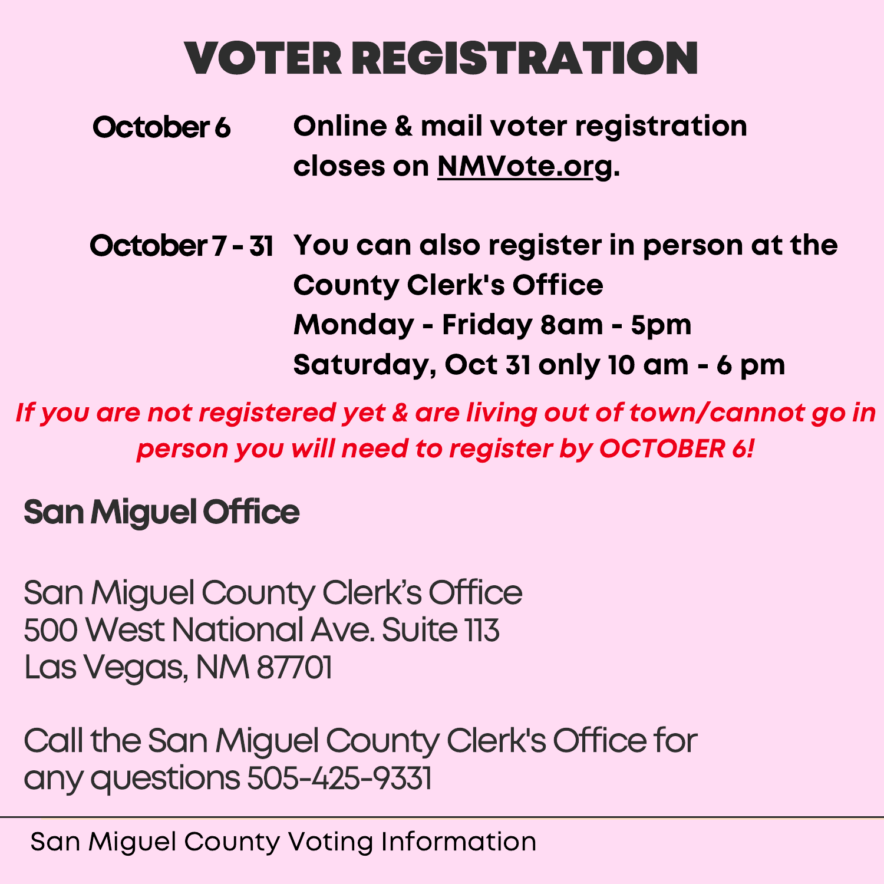# VOTER REGISTRATION

**October 6** — **Online & mail voter registration closes on [NMVote.org](NMVote.org).**

**October 7 - 31** — **You can also register in person at the County Clerk's Office**
**Monday - Friday 8am - 5pm**
**Saturday, Oct 31 only 10 am - 6 pm**

***If you are not registered yet & are living out of town/cannot go in person you will need to register by OCTOBER 6!***

## San Miguel Office

San Miguel County Clerk's Office
500 West National Ave. Suite 113
Las Vegas, NM 87701

Call the San Miguel County Clerk's Office for any questions 505-425-9331

San Miguel County Voting Information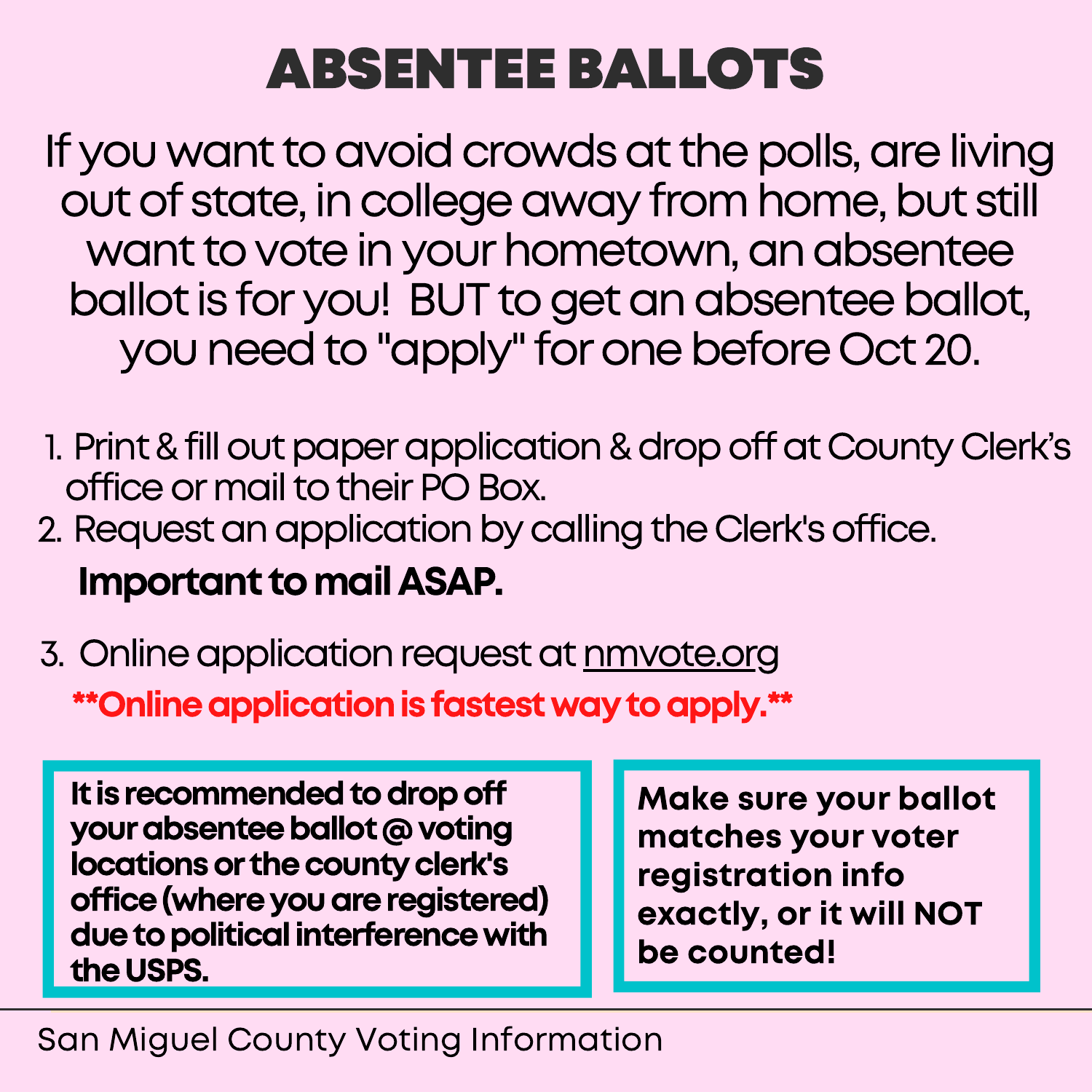# ABSENTEE BALLOTS

If you want to avoid crowds at the polls, are living out of state, in college away from home, but still want to vote in your hometown, an absentee ballot is for you!  BUT to get an absentee ballot, you need to "apply" for one before Oct 20.

1. Print & fill out paper application & drop off at County Clerk's office or mail to their PO Box.
2. Request an application by calling the Clerk's office.

   **Important to mail ASAP.**

3. Online application request at nmvote.org

   ****Online application is fastest way to apply.****

**It is recommended to drop off your absentee ballot @ voting locations or the county clerk's office (where you are registered) due to political interference with the USPS.**

**Make sure your ballot matches your voter registration info exactly, or it will NOT be counted!**

San Miguel County Voting Information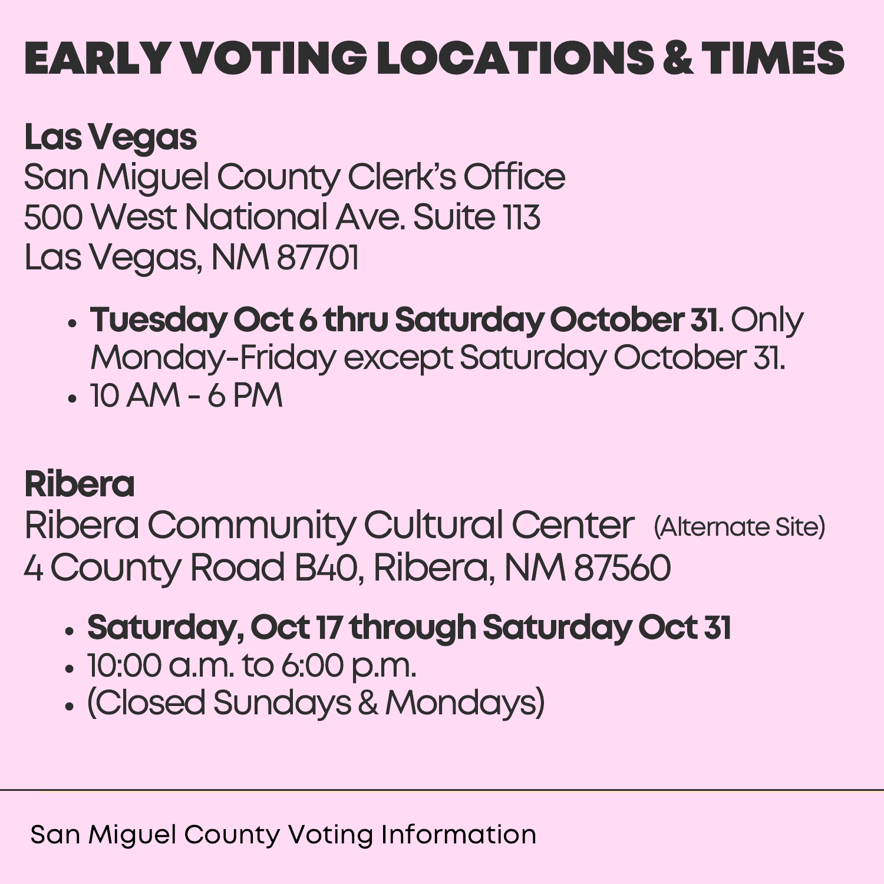# EARLY VOTING LOCATIONS & TIMES

**Las Vegas**
San Miguel County Clerk's Office
500 West National Ave. Suite 113
Las Vegas, NM 87701

- **Tuesday Oct 6 thru Saturday October 31**. Only Monday-Friday except Saturday October 31.
- 10 AM - 6 PM

**Ribera**
Ribera Community Cultural Center (Alternate Site)
4 County Road B40, Ribera, NM 87560

- **Saturday, Oct 17 through Saturday Oct 31**
- 10:00 a.m. to 6:00 p.m.
- (Closed Sundays & Mondays)

---

San Miguel County Voting Information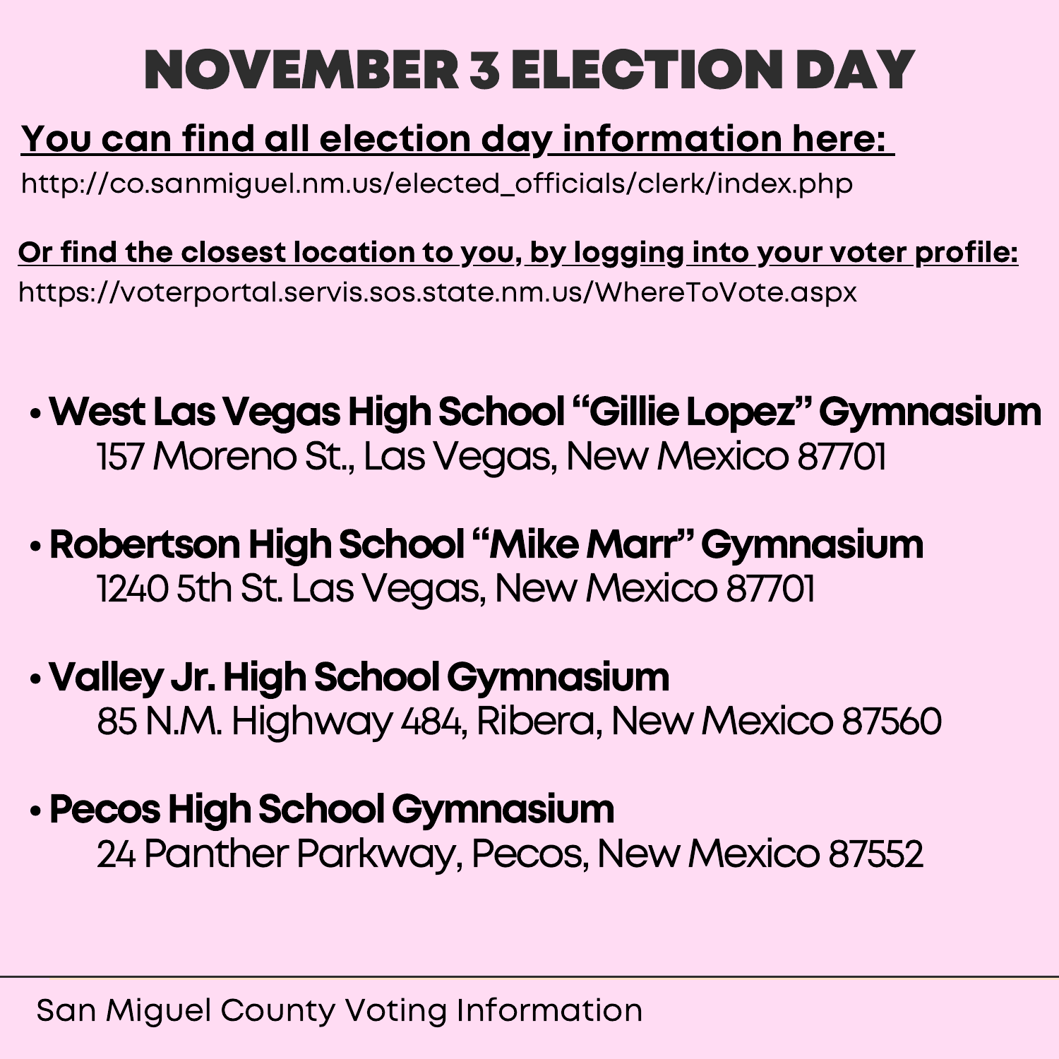# NOVEMBER 3 ELECTION DAY

**You can find all election day information here:**

http://co.sanmiguel.nm.us/elected_officials/clerk/index.php

**Or find the closest location to you, by logging into your voter profile:**

https://voterportal.servis.sos.state.nm.us/WhereToVote.aspx

- **West Las Vegas High School "Gillie Lopez" Gymnasium**
  157 Moreno St., Las Vegas, New Mexico 87701

- **Robertson High School "Mike Marr" Gymnasium**
  1240 5th St. Las Vegas, New Mexico 87701

- **Valley Jr. High School Gymnasium**
  85 N.M. Highway 484, Ribera, New Mexico 87560

- **Pecos High School Gymnasium**
  24 Panther Parkway, Pecos, New Mexico 87552

---

San Miguel County Voting Information